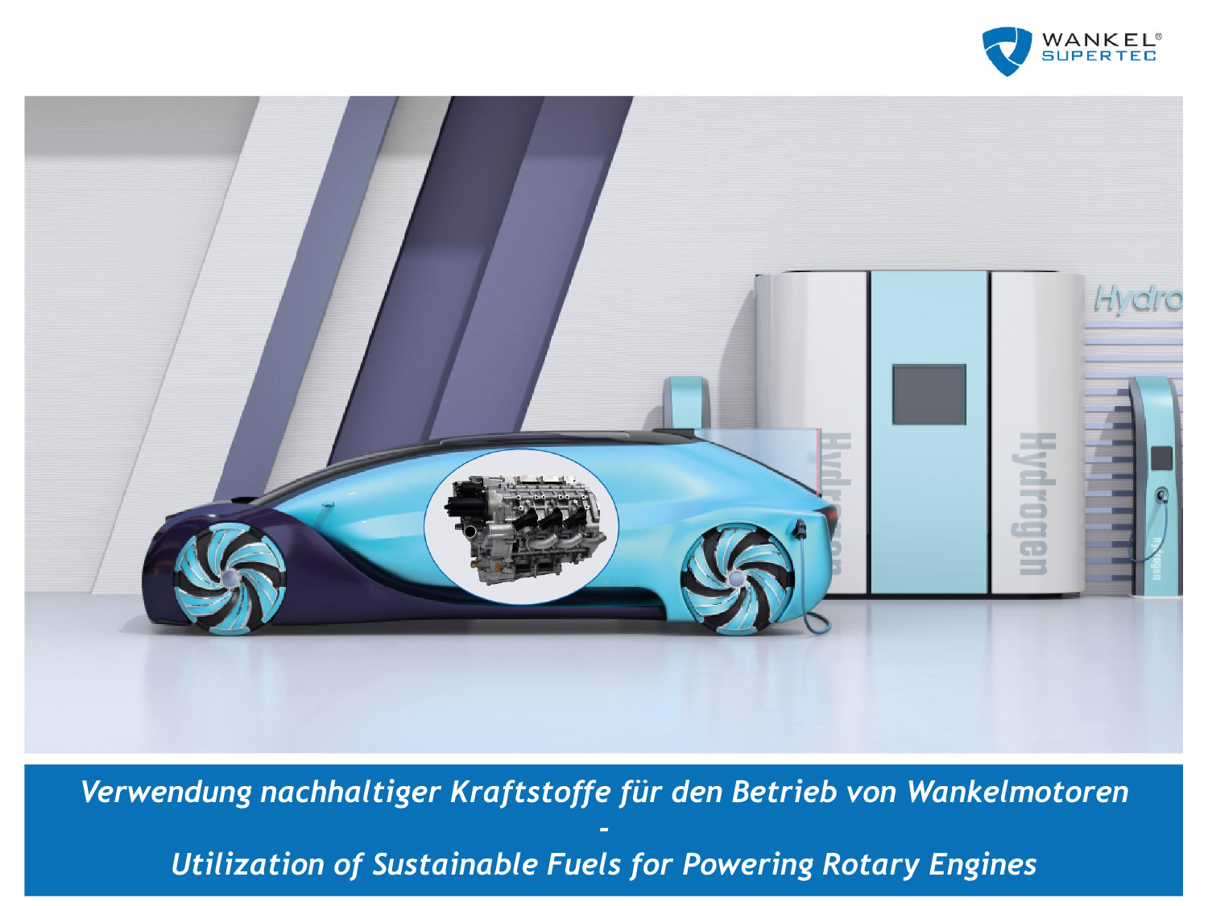# Verwendung nachhaltiger Kraftstoffe für den Betrieb von Wankelmotoren

-

# Utilization of Sustainable Fuels for Powering Rotary Engines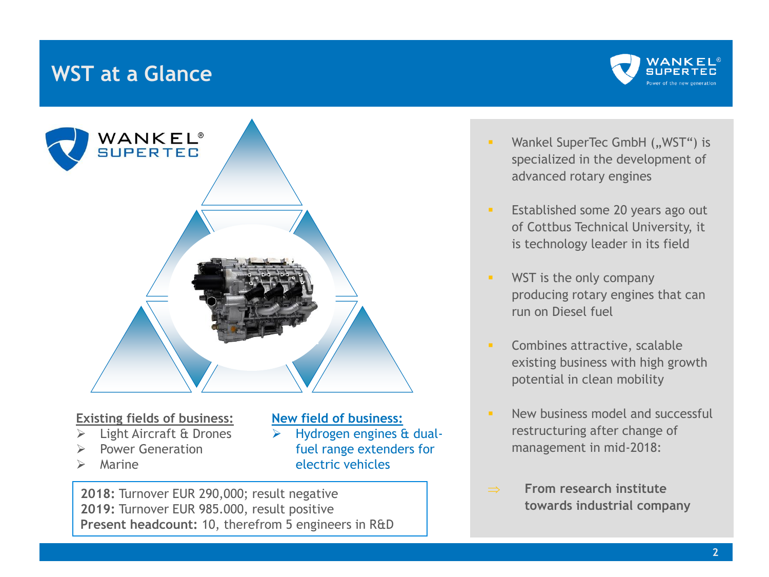# WST at a Glance

**Existing fields of business:**

- Light Aircraft & Drones
- Power Generation
- Marine

**New field of business:**

- Hydrogen engines & dual-fuel range extenders for electric vehicles

**2018:** Turnover EUR 290,000; result negative
**2019:** Turnover EUR 985.000, result positive
**Present headcount:** 10, therefrom 5 engineers in R&D

- Wankel SuperTec GmbH („WST") is specialized in the development of advanced rotary engines
- Established some 20 years ago out of Cottbus Technical University, it is technology leader in its field
- WST is the only company producing rotary engines that can run on Diesel fuel
- Combines attractive, scalable existing business with high growth potential in clean mobility
- New business model and successful restructuring after change of management in mid-2018:

⇒ **From research institute towards industrial company**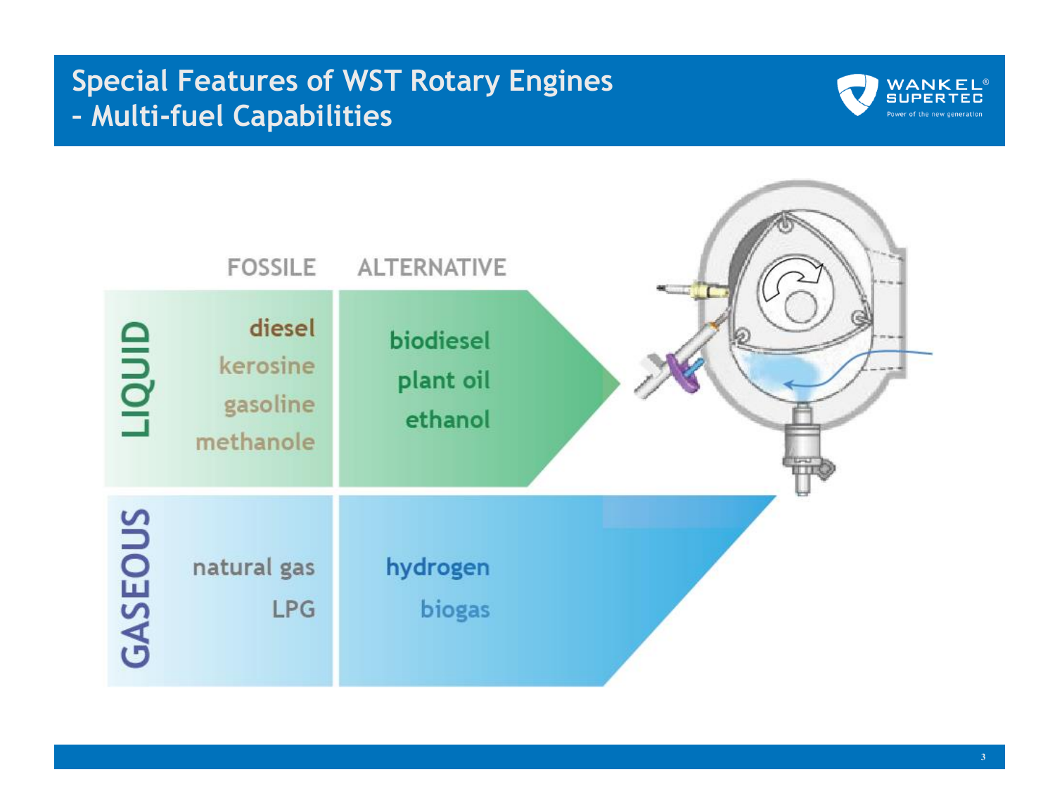# Special Features of WST Rotary Engines
## - Multi-fuel Capabilities

| | FOSSILE | ALTERNATIVE |
|---|---|---|
| LIQUID | diesel<br>kerosine<br>gasoline<br>methanole | biodiesel<br>plant oil<br>ethanol |
| GASEOUS | natural gas<br>LPG | hydrogen<br>biogas |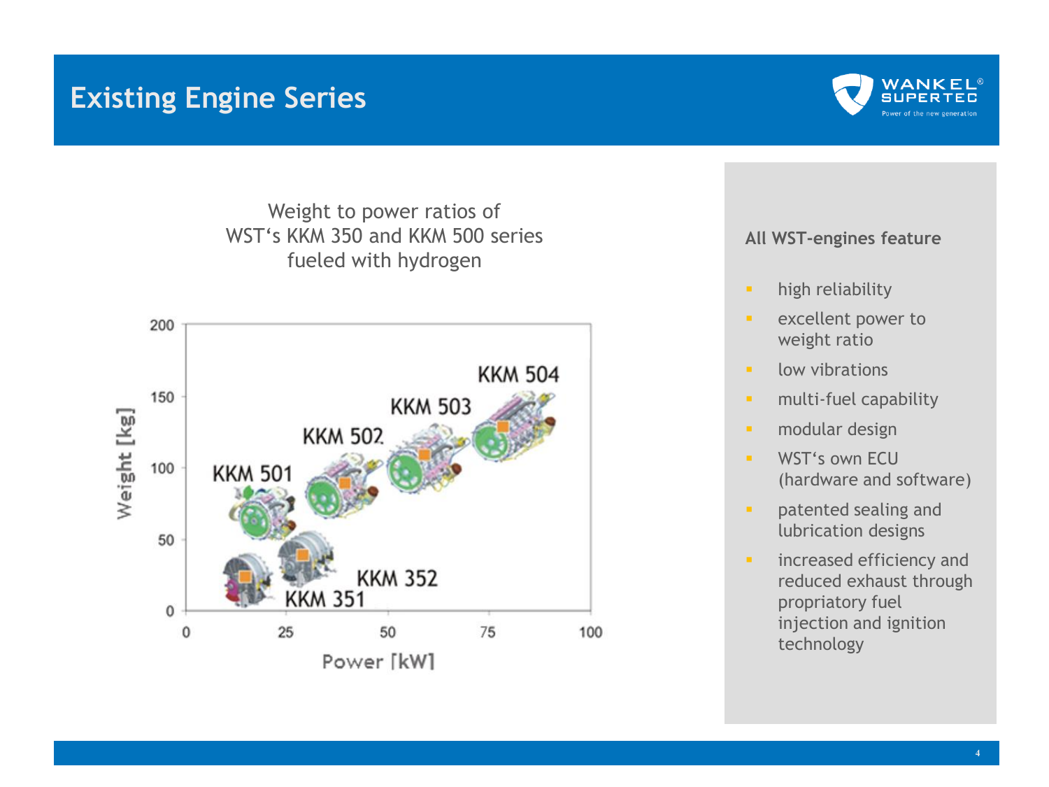# Existing Engine Series

Weight to power ratios of
WST's KKM 350 and KKM 500 series
fueled with hydrogen

Weight [kg]

KKM 504
KKM 503
KKM 502
KKM 501
KKM 352
KKM 351

Power [kW]

**All WST-engines feature**

- high reliability
- excellent power to weight ratio
- low vibrations
- multi-fuel capability
- modular design
- WST's own ECU (hardware and software)
- patented sealing and lubrication designs
- increased efficiency and reduced exhaust through propriatory fuel injection and ignition technology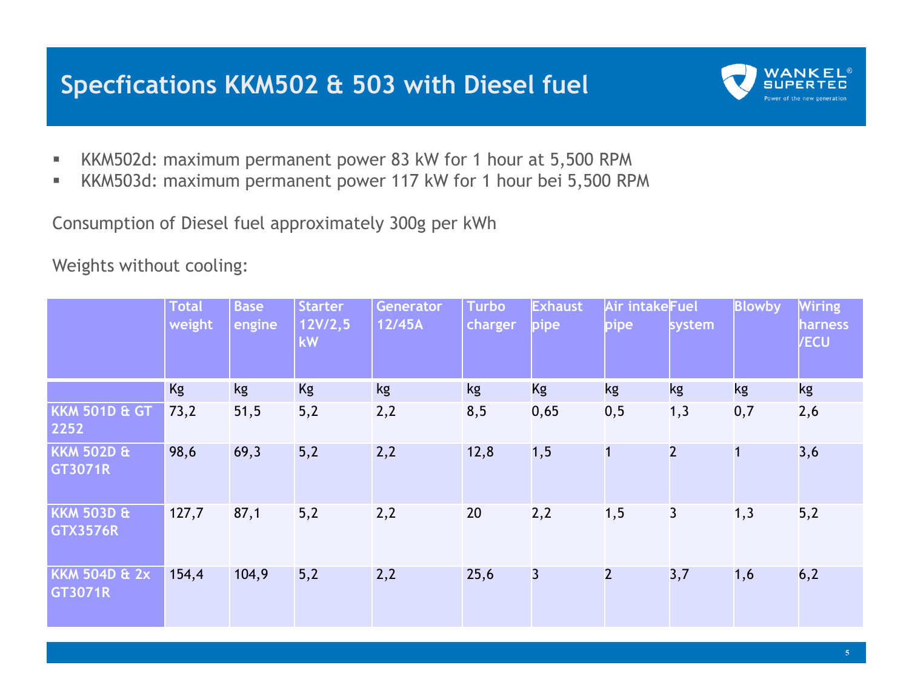# Specfications KKM502 & 503 with Diesel fuel

- KKM502d: maximum permanent power 83 kW for 1 hour at 5,500 RPM
- KKM503d: maximum permanent power 117 kW for 1 hour bei 5,500 RPM

Consumption of Diesel fuel approximately 300g per kWh

Weights without cooling:

| | Total weight | Base engine | Starter 12V/2,5 kW | Generator 12/45A | Turbo charger | Exhaust pipe | Air intake pipe | Fuel system | Blowby | Wiring harness /ECU |
|---|---|---|---|---|---|---|---|---|---|---|
| | Kg | kg | Kg | kg | kg | Kg | kg | kg | kg | kg |
| **KKM 501D & GT 2252** | 73,2 | 51,5 | 5,2 | 2,2 | 8,5 | 0,65 | 0,5 | 1,3 | 0,7 | 2,6 |
| **KKM 502D & GT3071R** | 98,6 | 69,3 | 5,2 | 2,2 | 12,8 | 1,5 | 1 | 2 | 1 | 3,6 |
| **KKM 503D & GTX3576R** | 127,7 | 87,1 | 5,2 | 2,2 | 20 | 2,2 | 1,5 | 3 | 1,3 | 5,2 |
| **KKM 504D & 2x GT3071R** | 154,4 | 104,9 | 5,2 | 2,2 | 25,6 | 3 | 2 | 3,7 | 1,6 | 6,2 |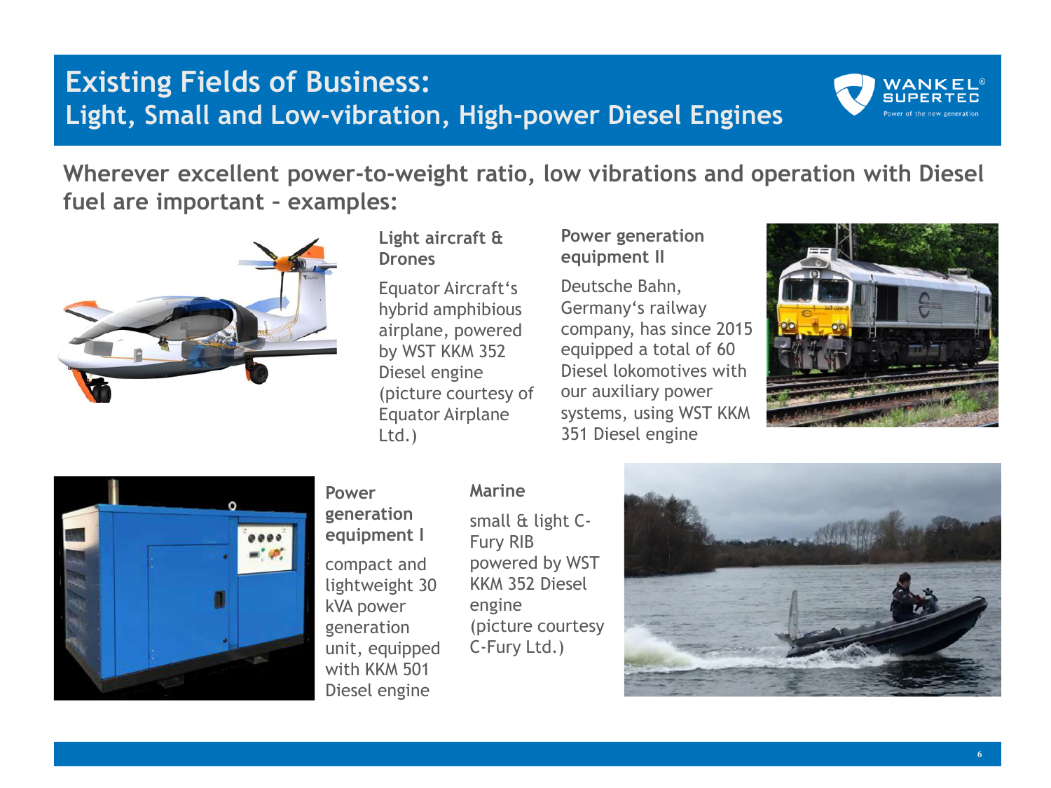# Existing Fields of Business:
## Light, Small and Low-vibration, High-power Diesel Engines

**Wherever excellent power-to-weight ratio, low vibrations and operation with Diesel fuel are important – examples:**

### Light aircraft & Drones

Equator Aircraft's hybrid amphibious airplane, powered by WST KKM 352 Diesel engine (picture courtesy of Equator Airplane Ltd.)

### Power generation equipment II

Deutsche Bahn, Germany's railway company, has since 2015 equipped a total of 60 Diesel lokomotives with our auxiliary power systems, using WST KKM 351 Diesel engine

### Power generation equipment I

compact and lightweight 30 kVA power generation unit, equipped with KKM 501 Diesel engine

### Marine

small & light C-Fury RIB powered by WST KKM 352 Diesel engine (picture courtesy C-Fury Ltd.)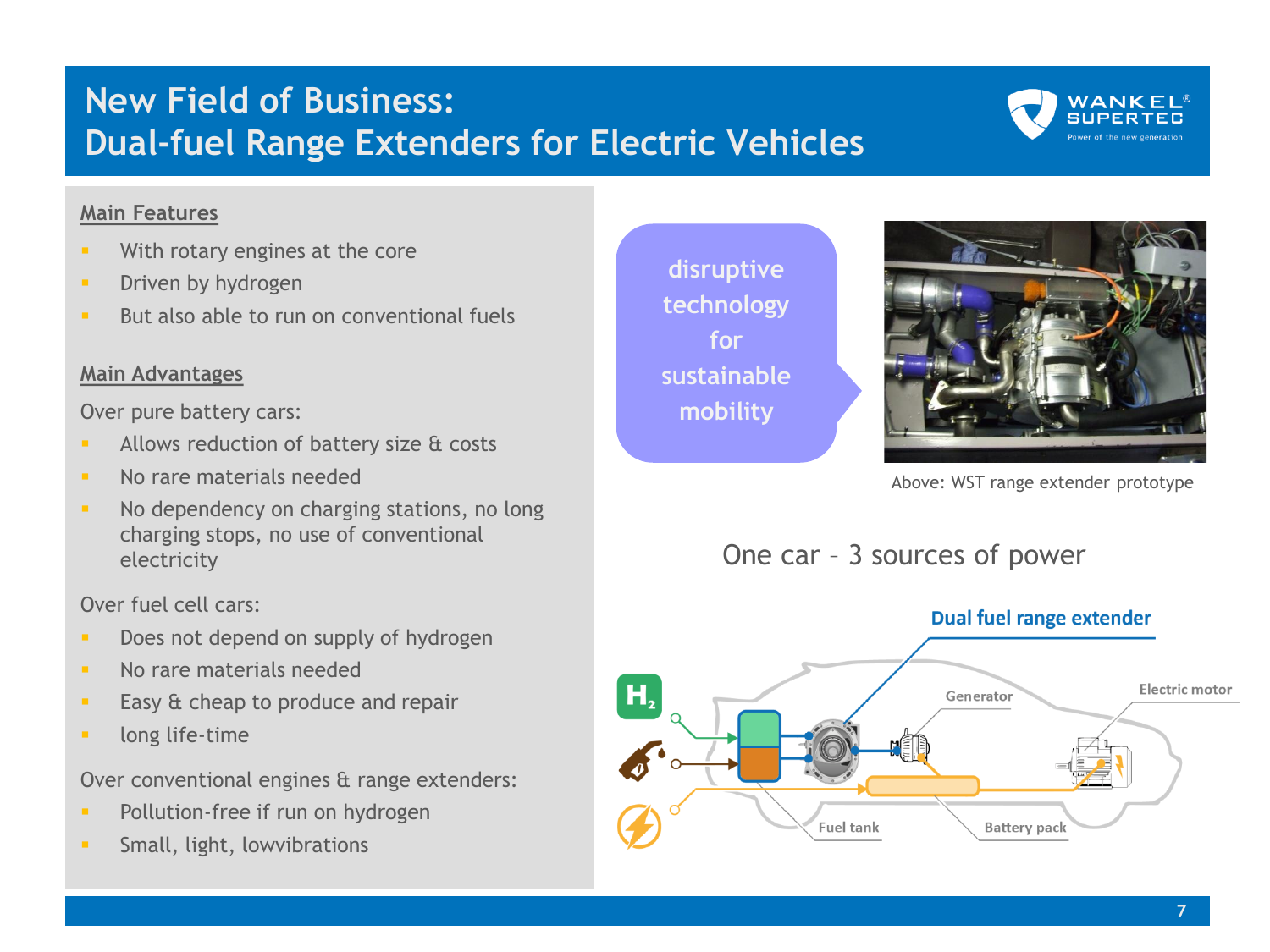# New Field of Business:
# Dual-fuel Range Extenders for Electric Vehicles

**Main Features**

- With rotary engines at the core
- Driven by hydrogen
- But also able to run on conventional fuels

**Main Advantages**

Over pure battery cars:

- Allows reduction of battery size & costs
- No rare materials needed
- No dependency on charging stations, no long charging stops, no use of conventional electricity

Over fuel cell cars:

- Does not depend on supply of hydrogen
- No rare materials needed
- Easy & cheap to produce and repair
- long life-time

Over conventional engines & range extenders:

- Pollution-free if run on hydrogen
- Small, light, lowvibrations

disruptive technology for sustainable mobility

Above: WST range extender prototype

One car – 3 sources of power

Dual fuel range extender

$H_2$

Generator

Electric motor

Fuel tank

Battery pack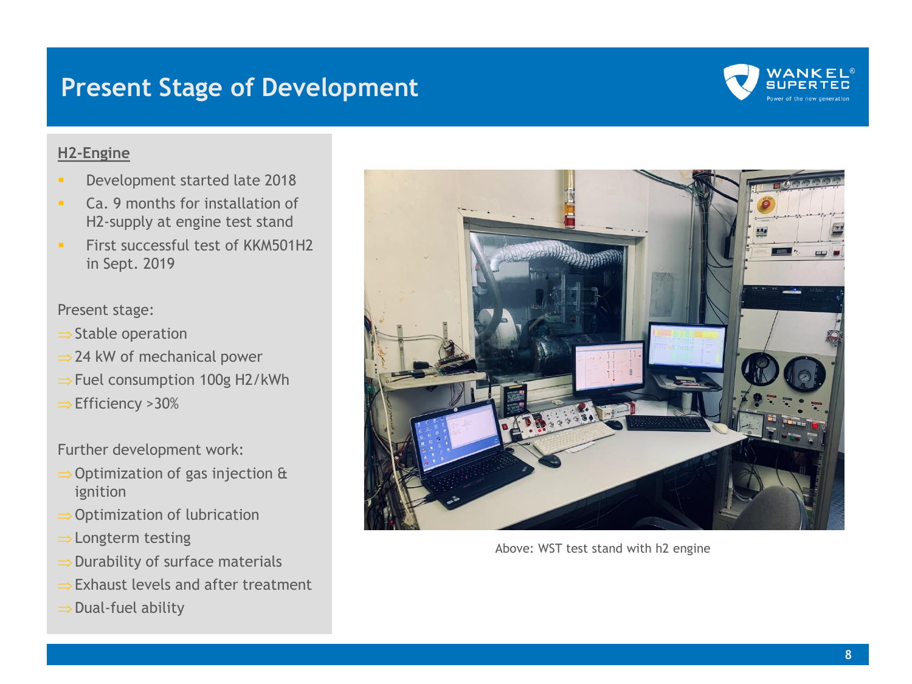# Present Stage of Development

## H2-Engine

- Development started late 2018
- Ca. 9 months for installation of H2-supply at engine test stand
- First successful test of KKM501H2 in Sept. 2019

Present stage:

⇒ Stable operation
⇒ 24 kW of mechanical power
⇒ Fuel consumption 100g H2/kWh
⇒ Efficiency >30%

Further development work:

⇒ Optimization of gas injection & ignition
⇒ Optimization of lubrication
⇒ Longterm testing
⇒ Durability of surface materials
⇒ Exhaust levels and after treatment
⇒ Dual-fuel ability

Above: WST test stand with h2 engine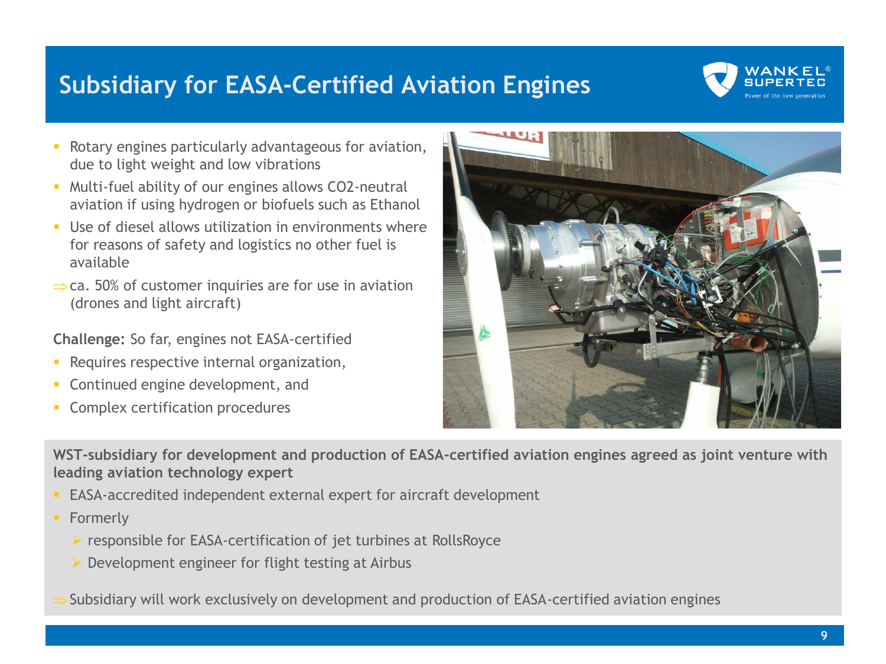# Subsidiary for EASA-Certified Aviation Engines

- Rotary engines particularly advantageous for aviation, due to light weight and low vibrations
- Multi-fuel ability of our engines allows $CO_2$-neutral aviation if using hydrogen or biofuels such as Ethanol
- Use of diesel allows utilization in environments where for reasons of safety and logistics no other fuel is available

⇒ ca. 50% of customer inquiries are for use in aviation (drones and light aircraft)

**Challenge:** So far, engines not EASA-certified

- Requires respective internal organization,
- Continued engine development, and
- Complex certification procedures

**WST-subsidiary for development and production of EASA-certified aviation engines agreed as joint venture with leading aviation technology expert**

- EASA-accredited independent external expert for aircraft development
- Formerly
  - responsible for EASA-certification of jet turbines at RollsRoyce
  - Development engineer for flight testing at Airbus

⇒ Subsidiary will work exclusively on development and production of EASA-certified aviation engines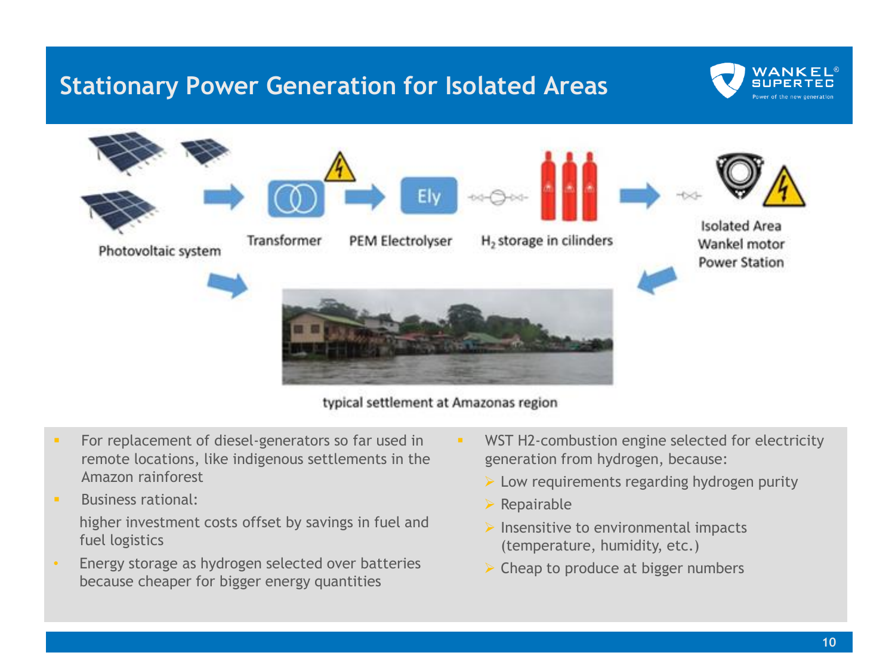# Stationary Power Generation for Isolated Areas

Photovoltaic system → Transformer → PEM Electrolyser → $H_2$ storage in cilinders → Isolated Area Wankel motor Power Station

typical settlement at Amazonas region

- For replacement of diesel-generators so far used in remote locations, like indigenous settlements in the Amazon rainforest
- Business rational:

  higher investment costs offset by savings in fuel and fuel logistics
- Energy storage as hydrogen selected over batteries because cheaper for bigger energy quantities

- WST H2-combustion engine selected for electricity generation from hydrogen, because:
  - Low requirements regarding hydrogen purity
  - Repairable
  - Insensitive to environmental impacts (temperature, humidity, etc.)
  - Cheap to produce at bigger numbers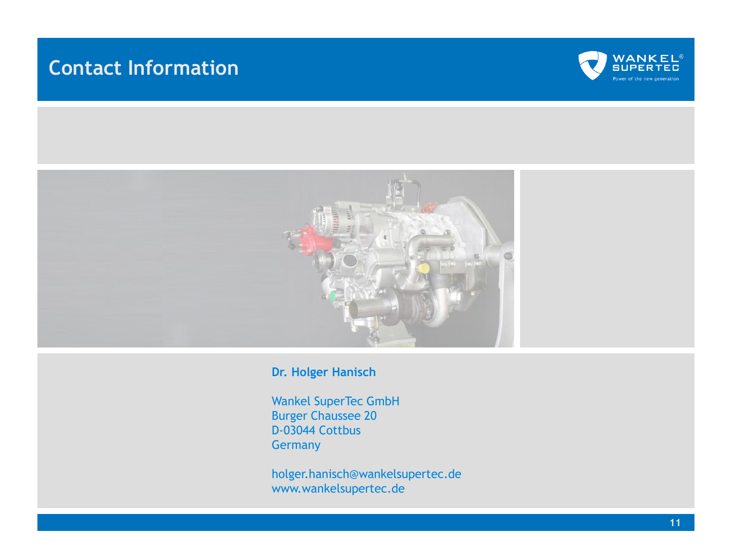# Contact Information

**Dr. Holger Hanisch**

Wankel SuperTec GmbH
Burger Chaussee 20
D-03044 Cottbus
Germany

holger.hanisch@wankelsupertec.de
www.wankelsupertec.de